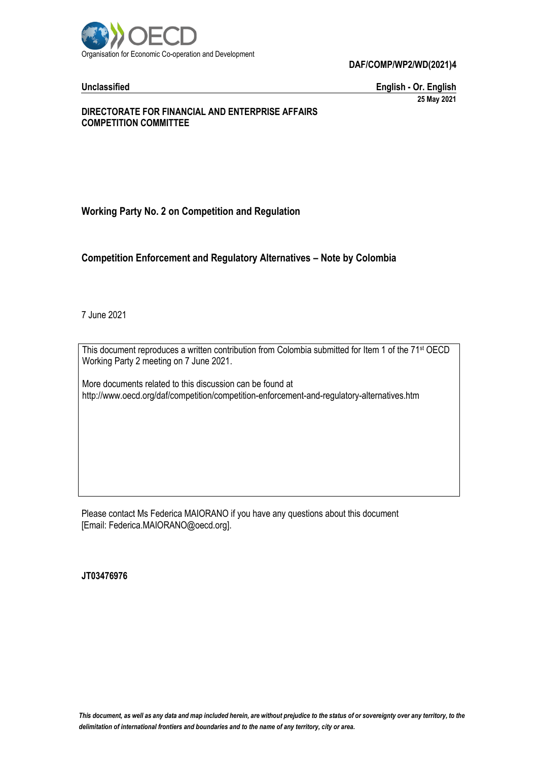Organisation for Economic Co-operation and Development

**DAF/COMP/WP2/WD(2021)4**

**Unclassified** **English - Or. English**

**25 May 2021**

**DIRECTORATE FOR FINANCIAL AND ENTERPRISE AFFAIRS**
**COMPETITION COMMITTEE**

## Working Party No. 2 on Competition and Regulation

## Competition Enforcement and Regulatory Alternatives – Note by Colombia

7 June 2021

This document reproduces a written contribution from Colombia submitted for Item 1 of the 71st OECD Working Party 2 meeting on 7 June 2021.

More documents related to this discussion can be found at
http://www.oecd.org/daf/competition/competition-enforcement-and-regulatory-alternatives.htm

Please contact Ms Federica MAIORANO if you have any questions about this document
[Email: Federica.MAIORANO@oecd.org].

**JT03476976**

*This document, as well as any data and map included herein, are without prejudice to the status of or sovereignty over any territory, to the delimitation of international frontiers and boundaries and to the name of any territory, city or area.*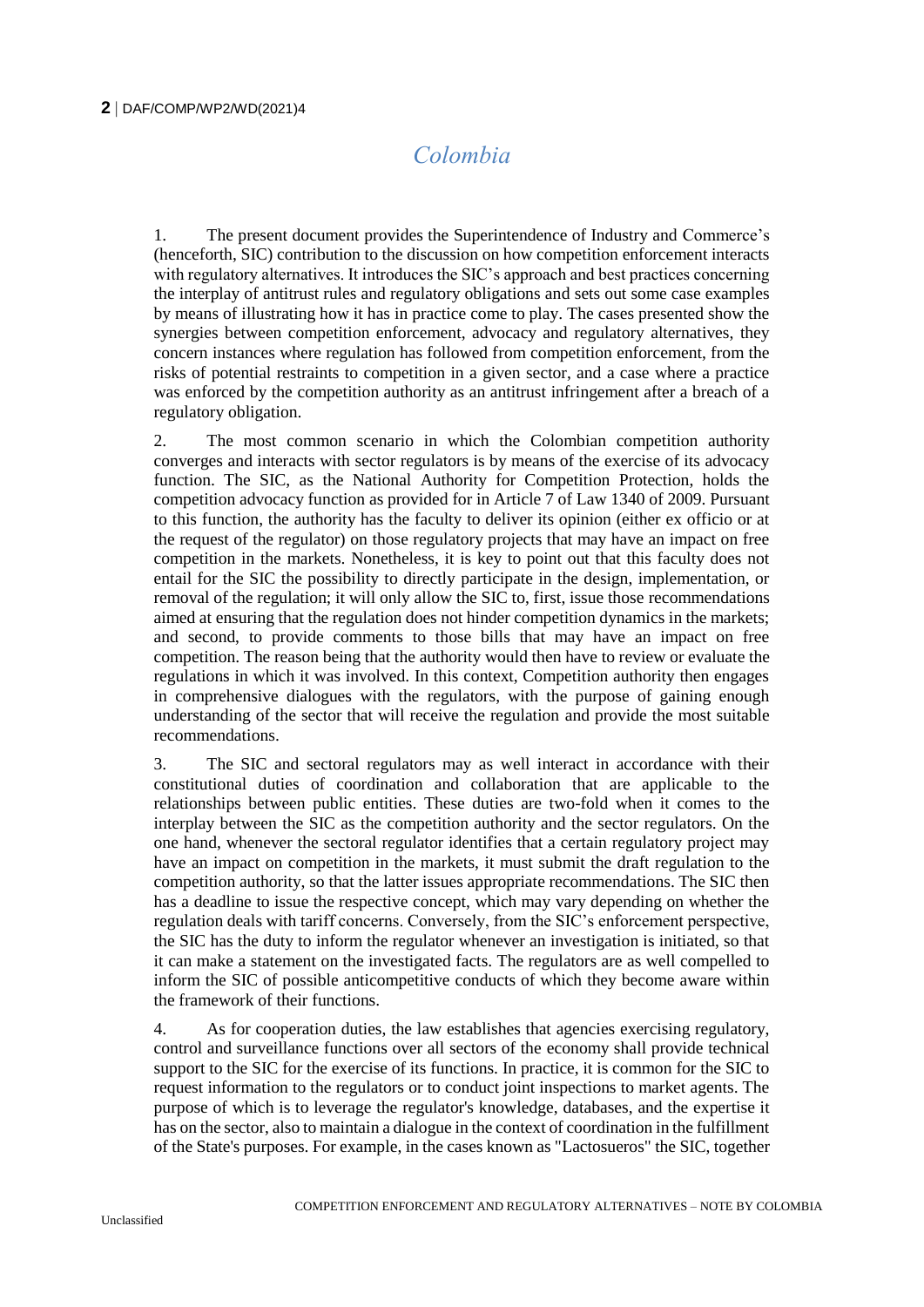# *Colombia*

1. The present document provides the Superintendence of Industry and Commerce's (henceforth, SIC) contribution to the discussion on how competition enforcement interacts with regulatory alternatives. It introduces the SIC's approach and best practices concerning the interplay of antitrust rules and regulatory obligations and sets out some case examples by means of illustrating how it has in practice come to play. The cases presented show the synergies between competition enforcement, advocacy and regulatory alternatives, they concern instances where regulation has followed from competition enforcement, from the risks of potential restraints to competition in a given sector, and a case where a practice was enforced by the competition authority as an antitrust infringement after a breach of a regulatory obligation.

2. The most common scenario in which the Colombian competition authority converges and interacts with sector regulators is by means of the exercise of its advocacy function. The SIC, as the National Authority for Competition Protection, holds the competition advocacy function as provided for in Article 7 of Law 1340 of 2009. Pursuant to this function, the authority has the faculty to deliver its opinion (either ex officio or at the request of the regulator) on those regulatory projects that may have an impact on free competition in the markets. Nonetheless, it is key to point out that this faculty does not entail for the SIC the possibility to directly participate in the design, implementation, or removal of the regulation; it will only allow the SIC to, first, issue those recommendations aimed at ensuring that the regulation does not hinder competition dynamics in the markets; and second, to provide comments to those bills that may have an impact on free competition. The reason being that the authority would then have to review or evaluate the regulations in which it was involved. In this context, Competition authority then engages in comprehensive dialogues with the regulators, with the purpose of gaining enough understanding of the sector that will receive the regulation and provide the most suitable recommendations.

3. The SIC and sectoral regulators may as well interact in accordance with their constitutional duties of coordination and collaboration that are applicable to the relationships between public entities. These duties are two-fold when it comes to the interplay between the SIC as the competition authority and the sector regulators. On the one hand, whenever the sectoral regulator identifies that a certain regulatory project may have an impact on competition in the markets, it must submit the draft regulation to the competition authority, so that the latter issues appropriate recommendations. The SIC then has a deadline to issue the respective concept, which may vary depending on whether the regulation deals with tariff concerns. Conversely, from the SIC's enforcement perspective, the SIC has the duty to inform the regulator whenever an investigation is initiated, so that it can make a statement on the investigated facts. The regulators are as well compelled to inform the SIC of possible anticompetitive conducts of which they become aware within the framework of their functions.

4. As for cooperation duties, the law establishes that agencies exercising regulatory, control and surveillance functions over all sectors of the economy shall provide technical support to the SIC for the exercise of its functions. In practice, it is common for the SIC to request information to the regulators or to conduct joint inspections to market agents. The purpose of which is to leverage the regulator's knowledge, databases, and the expertise it has on the sector, also to maintain a dialogue in the context of coordination in the fulfillment of the State's purposes. For example, in the cases known as "Lactosueros" the SIC, together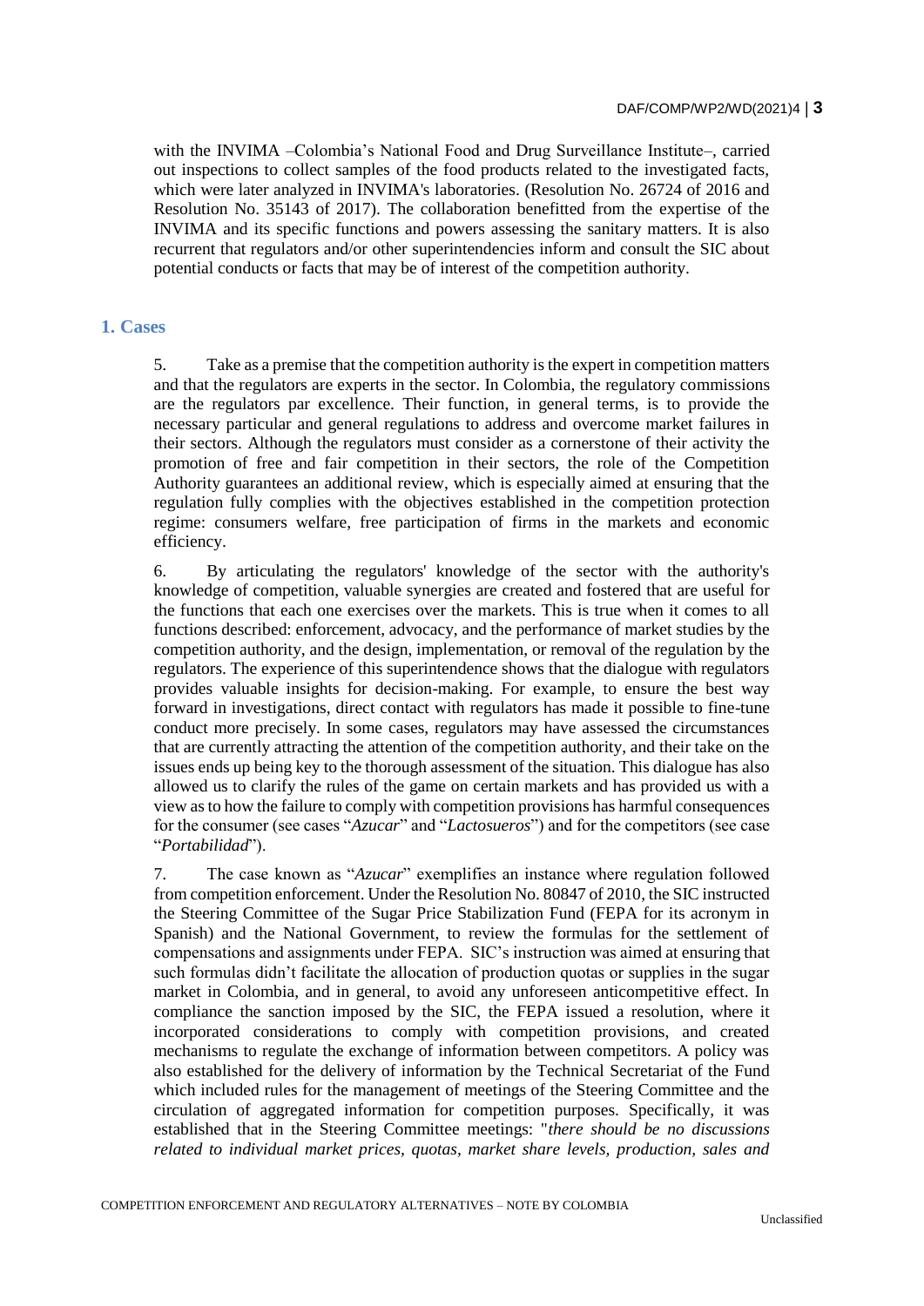with the INVIMA –Colombia's National Food and Drug Surveillance Institute–, carried out inspections to collect samples of the food products related to the investigated facts, which were later analyzed in INVIMA's laboratories. (Resolution No. 26724 of 2016 and Resolution No. 35143 of 2017). The collaboration benefitted from the expertise of the INVIMA and its specific functions and powers assessing the sanitary matters. It is also recurrent that regulators and/or other superintendencies inform and consult the SIC about potential conducts or facts that may be of interest of the competition authority.

## 1. Cases

5. Take as a premise that the competition authority is the expert in competition matters and that the regulators are experts in the sector. In Colombia, the regulatory commissions are the regulators par excellence. Their function, in general terms, is to provide the necessary particular and general regulations to address and overcome market failures in their sectors. Although the regulators must consider as a cornerstone of their activity the promotion of free and fair competition in their sectors, the role of the Competition Authority guarantees an additional review, which is especially aimed at ensuring that the regulation fully complies with the objectives established in the competition protection regime: consumers welfare, free participation of firms in the markets and economic efficiency.

6. By articulating the regulators' knowledge of the sector with the authority's knowledge of competition, valuable synergies are created and fostered that are useful for the functions that each one exercises over the markets. This is true when it comes to all functions described: enforcement, advocacy, and the performance of market studies by the competition authority, and the design, implementation, or removal of the regulation by the regulators. The experience of this superintendence shows that the dialogue with regulators provides valuable insights for decision-making. For example, to ensure the best way forward in investigations, direct contact with regulators has made it possible to fine-tune conduct more precisely. In some cases, regulators may have assessed the circumstances that are currently attracting the attention of the competition authority, and their take on the issues ends up being key to the thorough assessment of the situation. This dialogue has also allowed us to clarify the rules of the game on certain markets and has provided us with a view as to how the failure to comply with competition provisions has harmful consequences for the consumer (see cases "*Azucar*" and "*Lactosueros*") and for the competitors (see case "*Portabilidad*").

7. The case known as "*Azucar*" exemplifies an instance where regulation followed from competition enforcement. Under the Resolution No. 80847 of 2010, the SIC instructed the Steering Committee of the Sugar Price Stabilization Fund (FEPA for its acronym in Spanish) and the National Government, to review the formulas for the settlement of compensations and assignments under FEPA. SIC's instruction was aimed at ensuring that such formulas didn't facilitate the allocation of production quotas or supplies in the sugar market in Colombia, and in general, to avoid any unforeseen anticompetitive effect. In compliance the sanction imposed by the SIC, the FEPA issued a resolution, where it incorporated considerations to comply with competition provisions, and created mechanisms to regulate the exchange of information between competitors. A policy was also established for the delivery of information by the Technical Secretariat of the Fund which included rules for the management of meetings of the Steering Committee and the circulation of aggregated information for competition purposes. Specifically, it was established that in the Steering Committee meetings: "*there should be no discussions related to individual market prices, quotas, market share levels, production, sales and*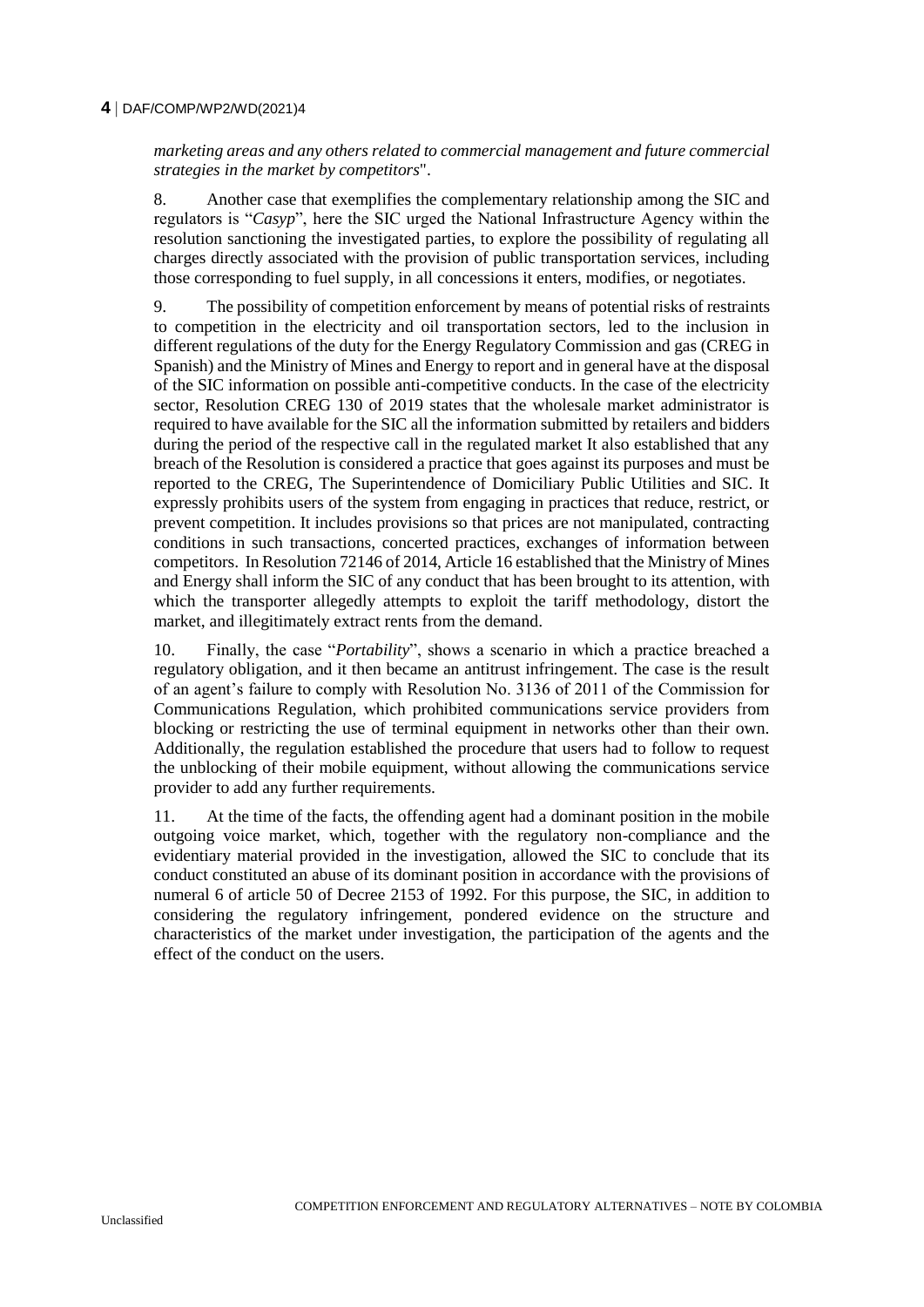*marketing areas and any others related to commercial management and future commercial strategies in the market by competitors*".

8. Another case that exemplifies the complementary relationship among the SIC and regulators is "*Casyp*", here the SIC urged the National Infrastructure Agency within the resolution sanctioning the investigated parties, to explore the possibility of regulating all charges directly associated with the provision of public transportation services, including those corresponding to fuel supply, in all concessions it enters, modifies, or negotiates.

9. The possibility of competition enforcement by means of potential risks of restraints to competition in the electricity and oil transportation sectors, led to the inclusion in different regulations of the duty for the Energy Regulatory Commission and gas (CREG in Spanish) and the Ministry of Mines and Energy to report and in general have at the disposal of the SIC information on possible anti-competitive conducts. In the case of the electricity sector, Resolution CREG 130 of 2019 states that the wholesale market administrator is required to have available for the SIC all the information submitted by retailers and bidders during the period of the respective call in the regulated market It also established that any breach of the Resolution is considered a practice that goes against its purposes and must be reported to the CREG, The Superintendence of Domiciliary Public Utilities and SIC. It expressly prohibits users of the system from engaging in practices that reduce, restrict, or prevent competition. It includes provisions so that prices are not manipulated, contracting conditions in such transactions, concerted practices, exchanges of information between competitors. In Resolution 72146 of 2014, Article 16 established that the Ministry of Mines and Energy shall inform the SIC of any conduct that has been brought to its attention, with which the transporter allegedly attempts to exploit the tariff methodology, distort the market, and illegitimately extract rents from the demand.

10. Finally, the case "*Portability*", shows a scenario in which a practice breached a regulatory obligation, and it then became an antitrust infringement. The case is the result of an agent's failure to comply with Resolution No. 3136 of 2011 of the Commission for Communications Regulation, which prohibited communications service providers from blocking or restricting the use of terminal equipment in networks other than their own. Additionally, the regulation established the procedure that users had to follow to request the unblocking of their mobile equipment, without allowing the communications service provider to add any further requirements.

11. At the time of the facts, the offending agent had a dominant position in the mobile outgoing voice market, which, together with the regulatory non-compliance and the evidentiary material provided in the investigation, allowed the SIC to conclude that its conduct constituted an abuse of its dominant position in accordance with the provisions of numeral 6 of article 50 of Decree 2153 of 1992. For this purpose, the SIC, in addition to considering the regulatory infringement, pondered evidence on the structure and characteristics of the market under investigation, the participation of the agents and the effect of the conduct on the users.